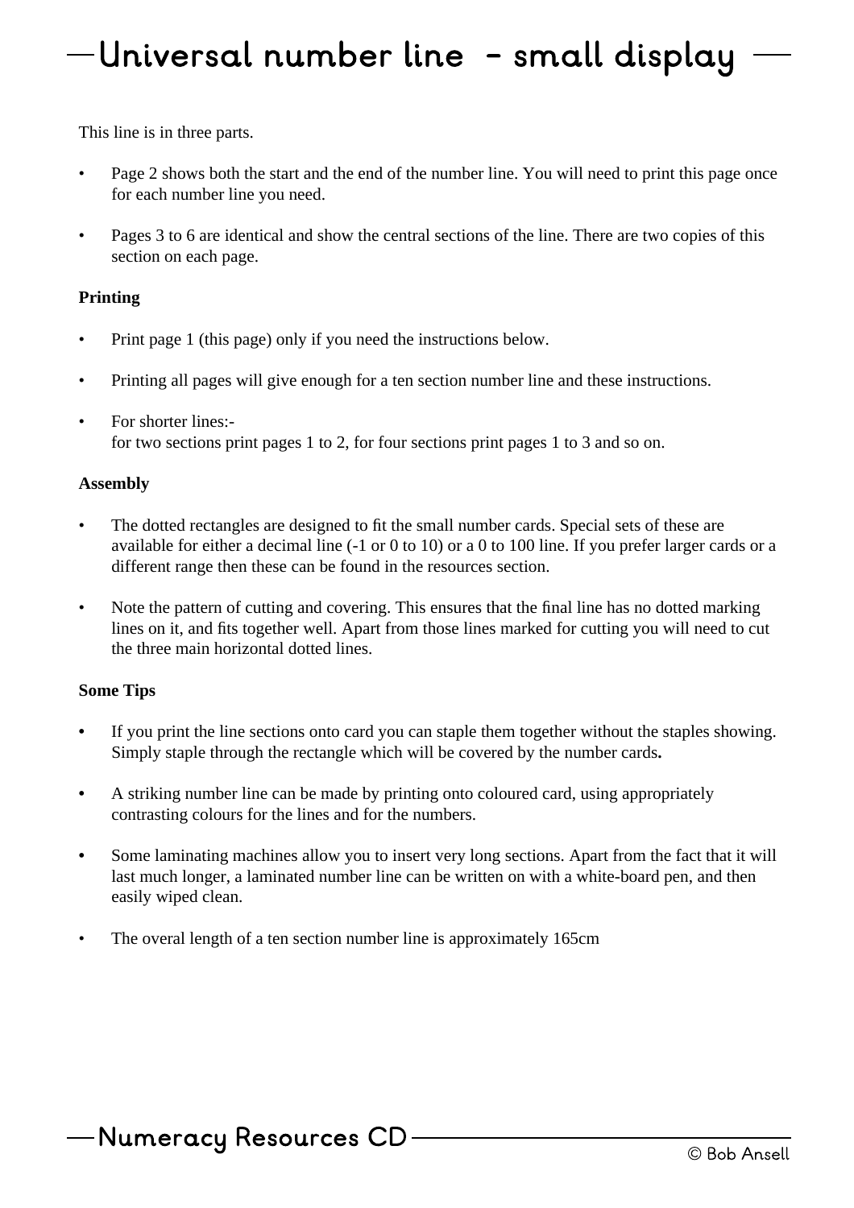# Universal number line - small display

This line is in three parts.

- Page 2 shows both the start and the end of the number line. You will need to print this page once for each number line you need.
- Pages 3 to 6 are identical and show the central sections of the line. There are two copies of this section on each page.

**Printing**

- Print page 1 (this page) only if you need the instructions below.
- Printing all pages will give enough for a ten section number line and these instructions.
- For shorter lines:-
  for two sections print pages 1 to 2, for four sections print pages 1 to 3 and so on.

**Assembly**

- The dotted rectangles are designed to fit the small number cards. Special sets of these are available for either a decimal line (-1 or 0 to 10) or a 0 to 100 line. If you prefer larger cards or a different range then these can be found in the resources section.
- Note the pattern of cutting and covering. This ensures that the final line has no dotted marking lines on it, and fits together well. Apart from those lines marked for cutting you will need to cut the three main horizontal dotted lines.

**Some Tips**

- If you print the line sections onto card you can staple them together without the staples showing. Simply staple through the rectangle which will be covered by the number cards**.**
- A striking number line can be made by printing onto coloured card, using appropriately contrasting colours for the lines and for the numbers.
- Some laminating machines allow you to insert very long sections. Apart from the fact that it will last much longer, a laminated number line can be written on with a white-board pen, and then easily wiped clean.
- The overal length of a ten section number line is approximately 165cm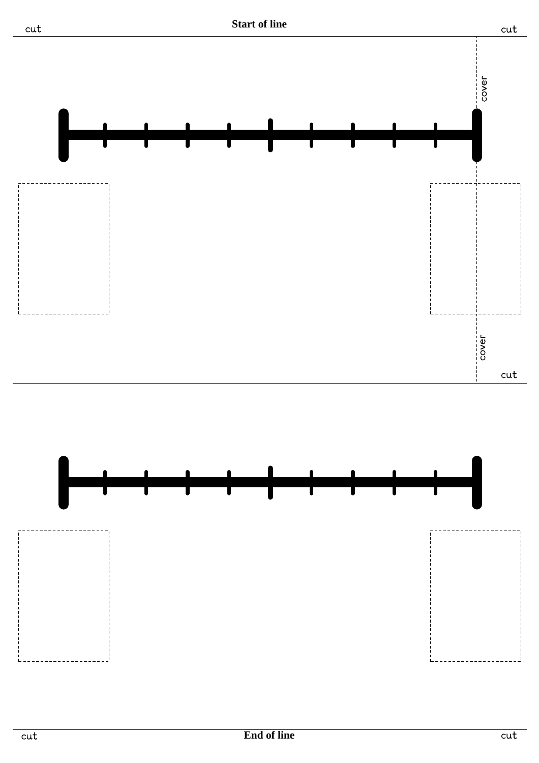cut **Start of line** cut

cover

cover

cut

cut **End of line** cut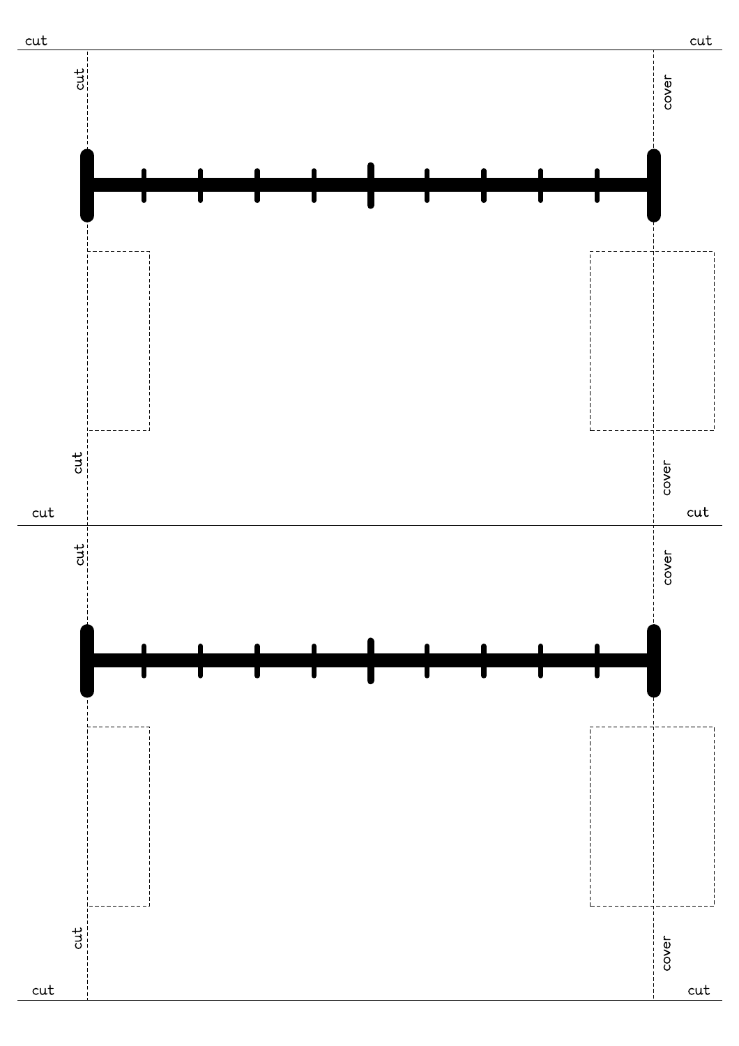cut cut

cut cover

cut cover

cut cut

cut cover

cut cover

cut cut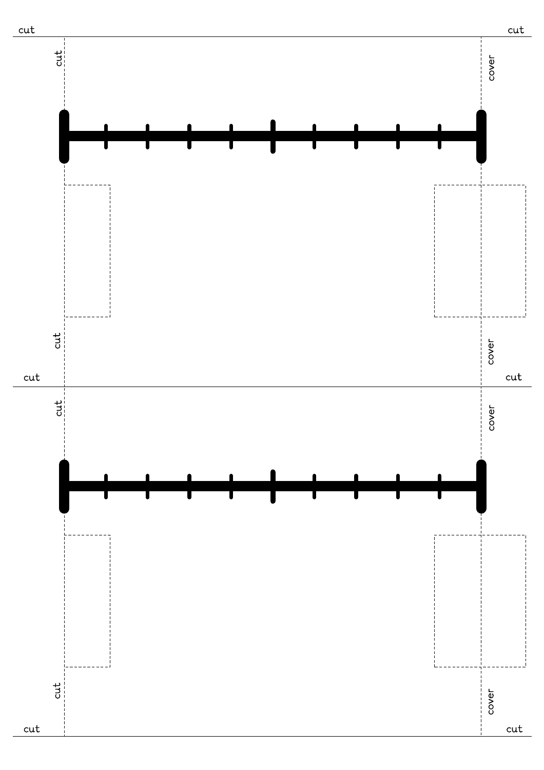cut

cut

cut

cover

cut

cover

cut

cut

cut

cover

cut

cover

cut

cut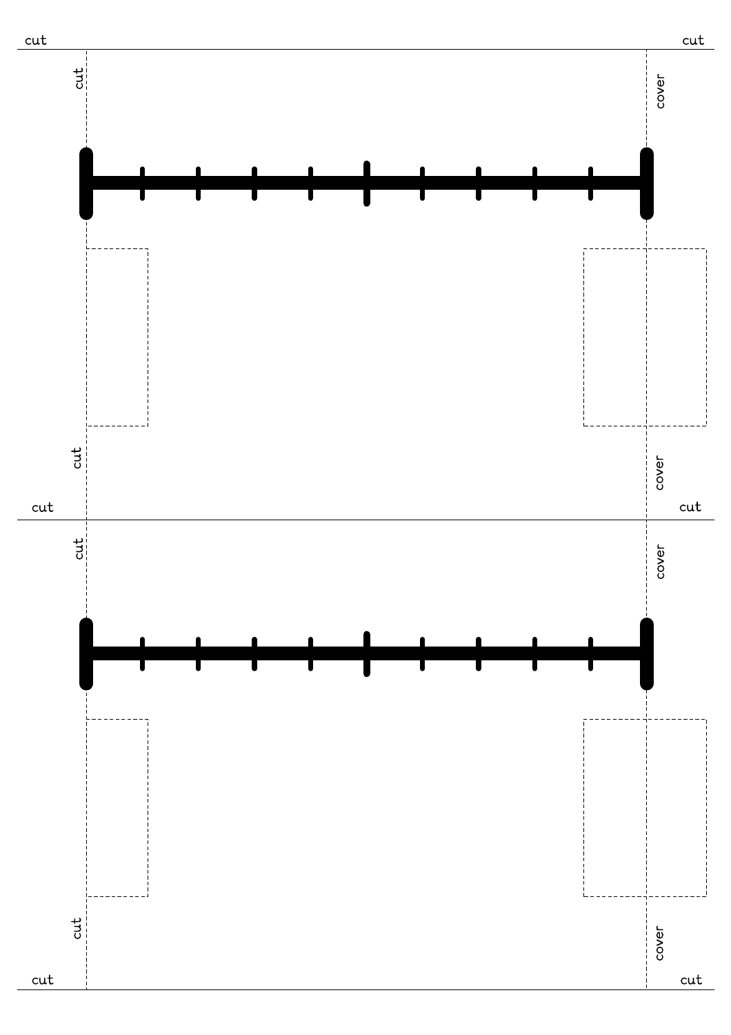cut

cut

cut

cover

cut

cover

cut

cut

cut

cover

cut

cover

cut

cut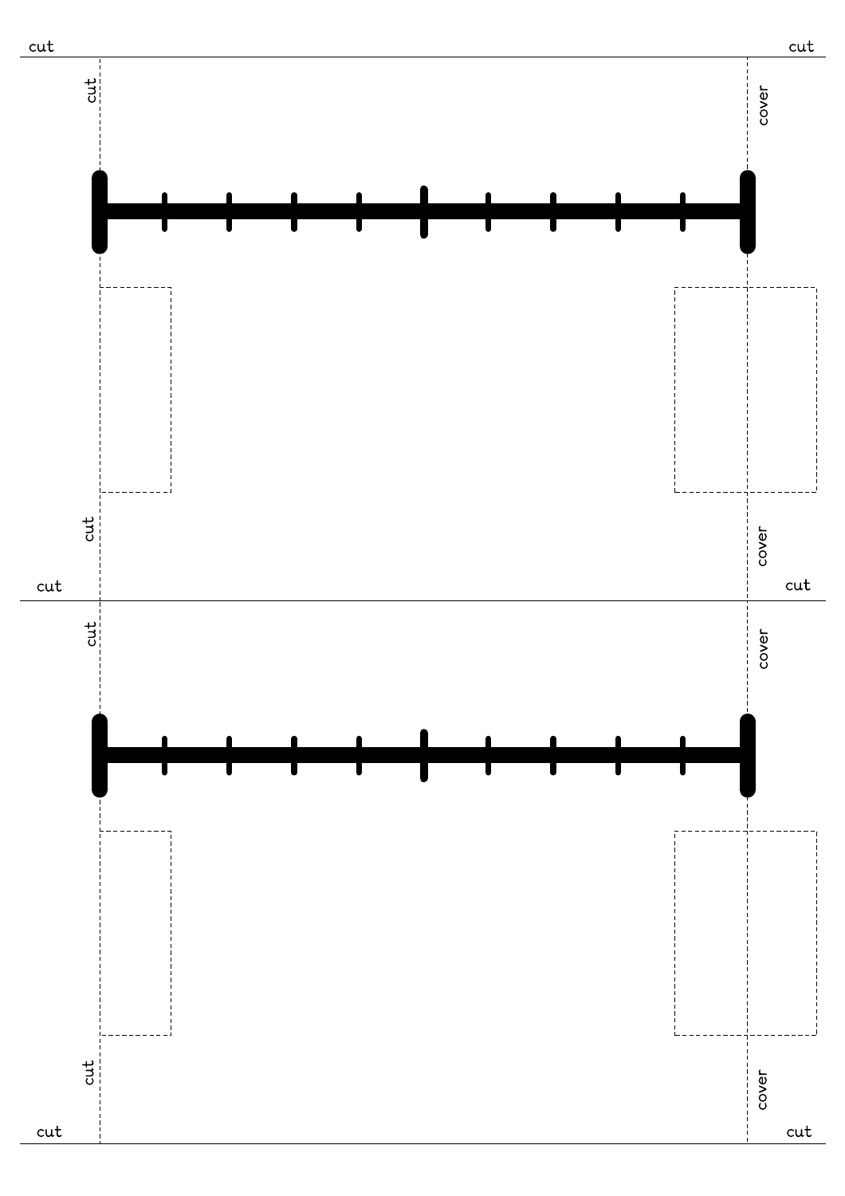cut

cut

cut

cover

cut

cover

cut

cut

cut

cover

cut

cover

cut

cut